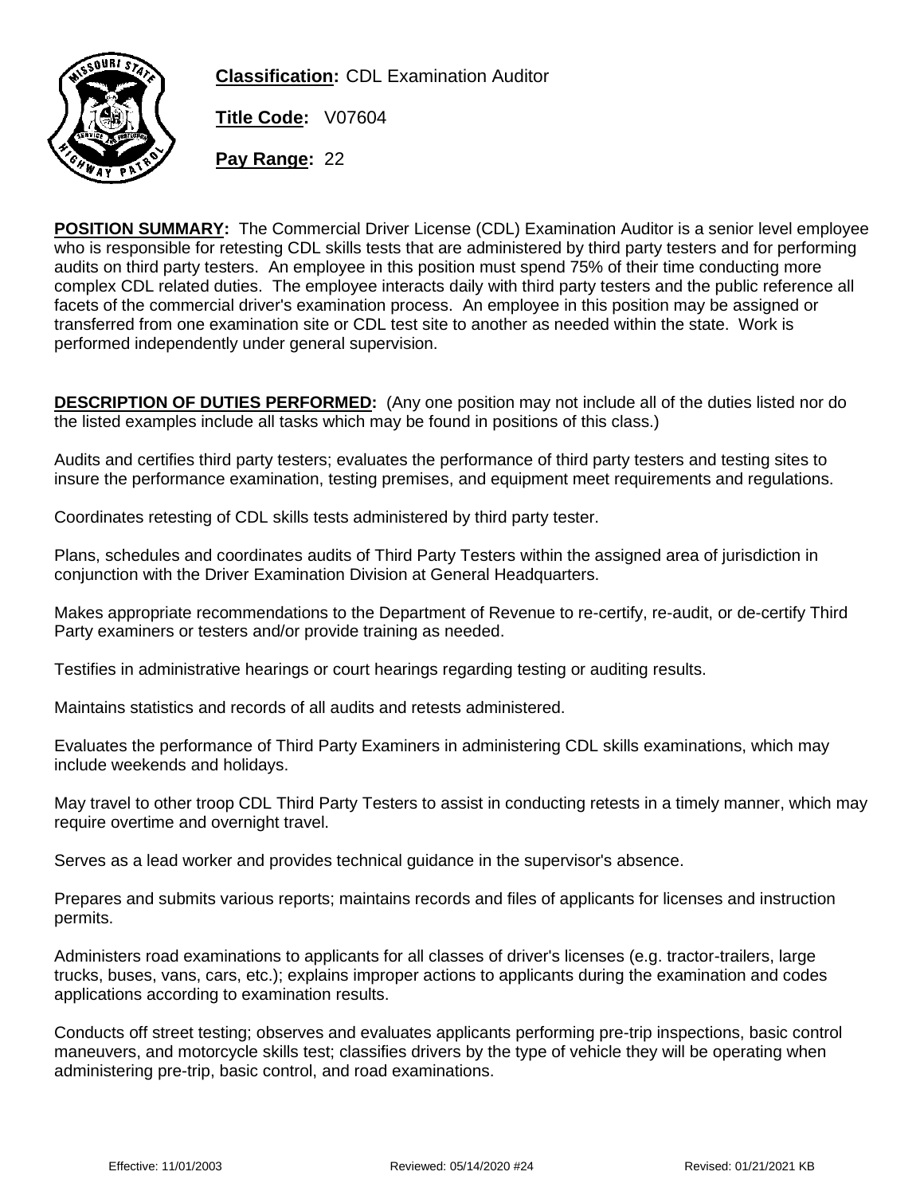**Classification:** CDL Examination Auditor

**Title Code:** V07604

**Pay Range:** 22

**POSITION SUMMARY:** The Commercial Driver License (CDL) Examination Auditor is a senior level employee who is responsible for retesting CDL skills tests that are administered by third party testers and for performing audits on third party testers. An employee in this position must spend 75% of their time conducting more complex CDL related duties. The employee interacts daily with third party testers and the public reference all facets of the commercial driver's examination process. An employee in this position may be assigned or transferred from one examination site or CDL test site to another as needed within the state. Work is performed independently under general supervision.

**DESCRIPTION OF DUTIES PERFORMED:** (Any one position may not include all of the duties listed nor do the listed examples include all tasks which may be found in positions of this class.)

Audits and certifies third party testers; evaluates the performance of third party testers and testing sites to insure the performance examination, testing premises, and equipment meet requirements and regulations.

Coordinates retesting of CDL skills tests administered by third party tester.

Plans, schedules and coordinates audits of Third Party Testers within the assigned area of jurisdiction in conjunction with the Driver Examination Division at General Headquarters.

Makes appropriate recommendations to the Department of Revenue to re-certify, re-audit, or de-certify Third Party examiners or testers and/or provide training as needed.

Testifies in administrative hearings or court hearings regarding testing or auditing results.

Maintains statistics and records of all audits and retests administered.

Evaluates the performance of Third Party Examiners in administering CDL skills examinations, which may include weekends and holidays.

May travel to other troop CDL Third Party Testers to assist in conducting retests in a timely manner, which may require overtime and overnight travel.

Serves as a lead worker and provides technical guidance in the supervisor's absence.

Prepares and submits various reports; maintains records and files of applicants for licenses and instruction permits.

Administers road examinations to applicants for all classes of driver's licenses (e.g. tractor-trailers, large trucks, buses, vans, cars, etc.); explains improper actions to applicants during the examination and codes applications according to examination results.

Conducts off street testing; observes and evaluates applicants performing pre-trip inspections, basic control maneuvers, and motorcycle skills test; classifies drivers by the type of vehicle they will be operating when administering pre-trip, basic control, and road examinations.

Effective: 11/01/2003 Reviewed: 05/14/2020 #24 Revised: 01/21/2021 KB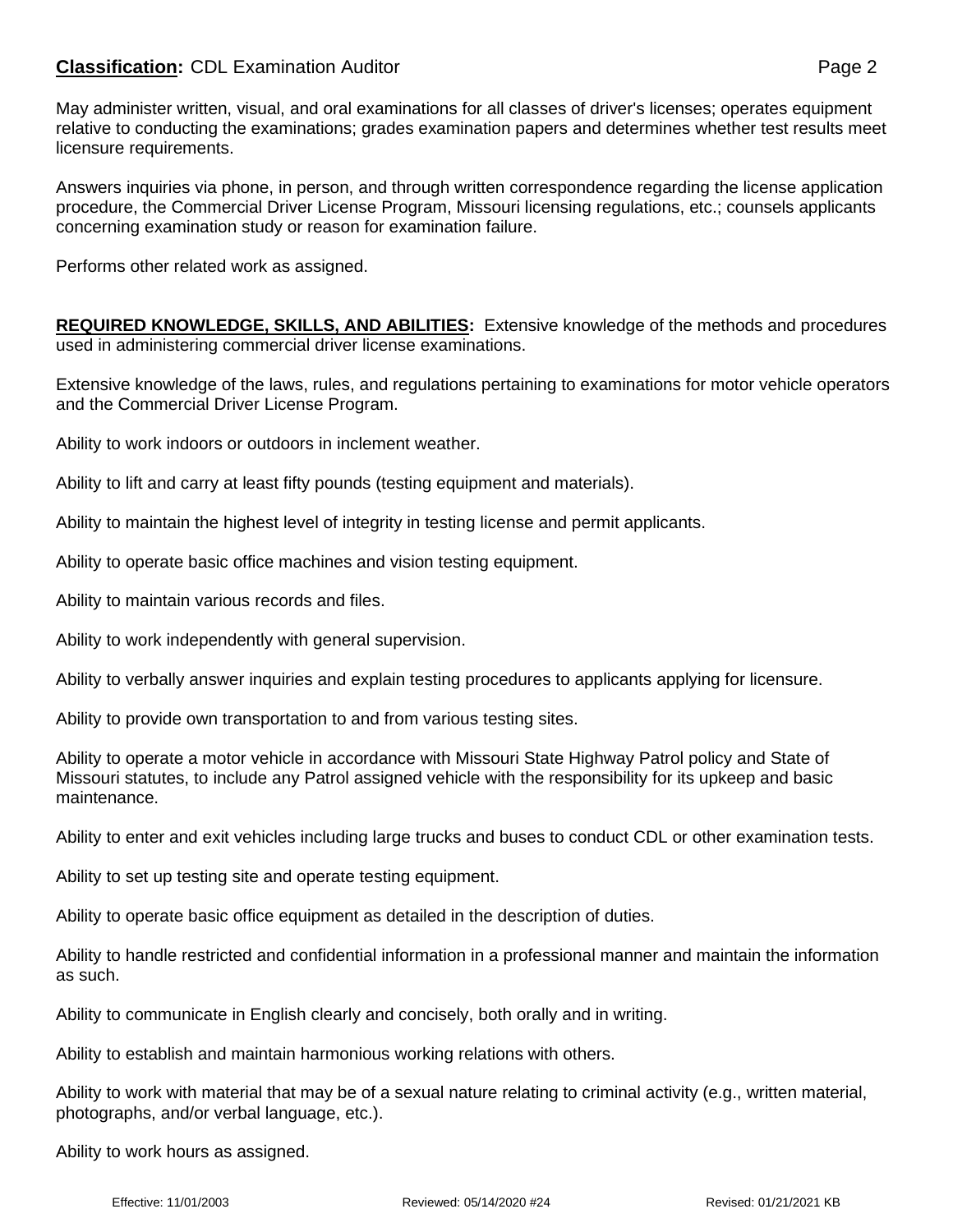May administer written, visual, and oral examinations for all classes of driver's licenses; operates equipment relative to conducting the examinations; grades examination papers and determines whether test results meet licensure requirements.

Answers inquiries via phone, in person, and through written correspondence regarding the license application procedure, the Commercial Driver License Program, Missouri licensing regulations, etc.; counsels applicants concerning examination study or reason for examination failure.

Performs other related work as assigned.

**REQUIRED KNOWLEDGE, SKILLS, AND ABILITIES:** Extensive knowledge of the methods and procedures used in administering commercial driver license examinations.

Extensive knowledge of the laws, rules, and regulations pertaining to examinations for motor vehicle operators and the Commercial Driver License Program.

Ability to work indoors or outdoors in inclement weather.

Ability to lift and carry at least fifty pounds (testing equipment and materials).

Ability to maintain the highest level of integrity in testing license and permit applicants.

Ability to operate basic office machines and vision testing equipment.

Ability to maintain various records and files.

Ability to work independently with general supervision.

Ability to verbally answer inquiries and explain testing procedures to applicants applying for licensure.

Ability to provide own transportation to and from various testing sites.

Ability to operate a motor vehicle in accordance with Missouri State Highway Patrol policy and State of Missouri statutes, to include any Patrol assigned vehicle with the responsibility for its upkeep and basic maintenance.

Ability to enter and exit vehicles including large trucks and buses to conduct CDL or other examination tests.

Ability to set up testing site and operate testing equipment.

Ability to operate basic office equipment as detailed in the description of duties.

Ability to handle restricted and confidential information in a professional manner and maintain the information as such.

Ability to communicate in English clearly and concisely, both orally and in writing.

Ability to establish and maintain harmonious working relations with others.

Ability to work with material that may be of a sexual nature relating to criminal activity (e.g., written material, photographs, and/or verbal language, etc.).

Ability to work hours as assigned.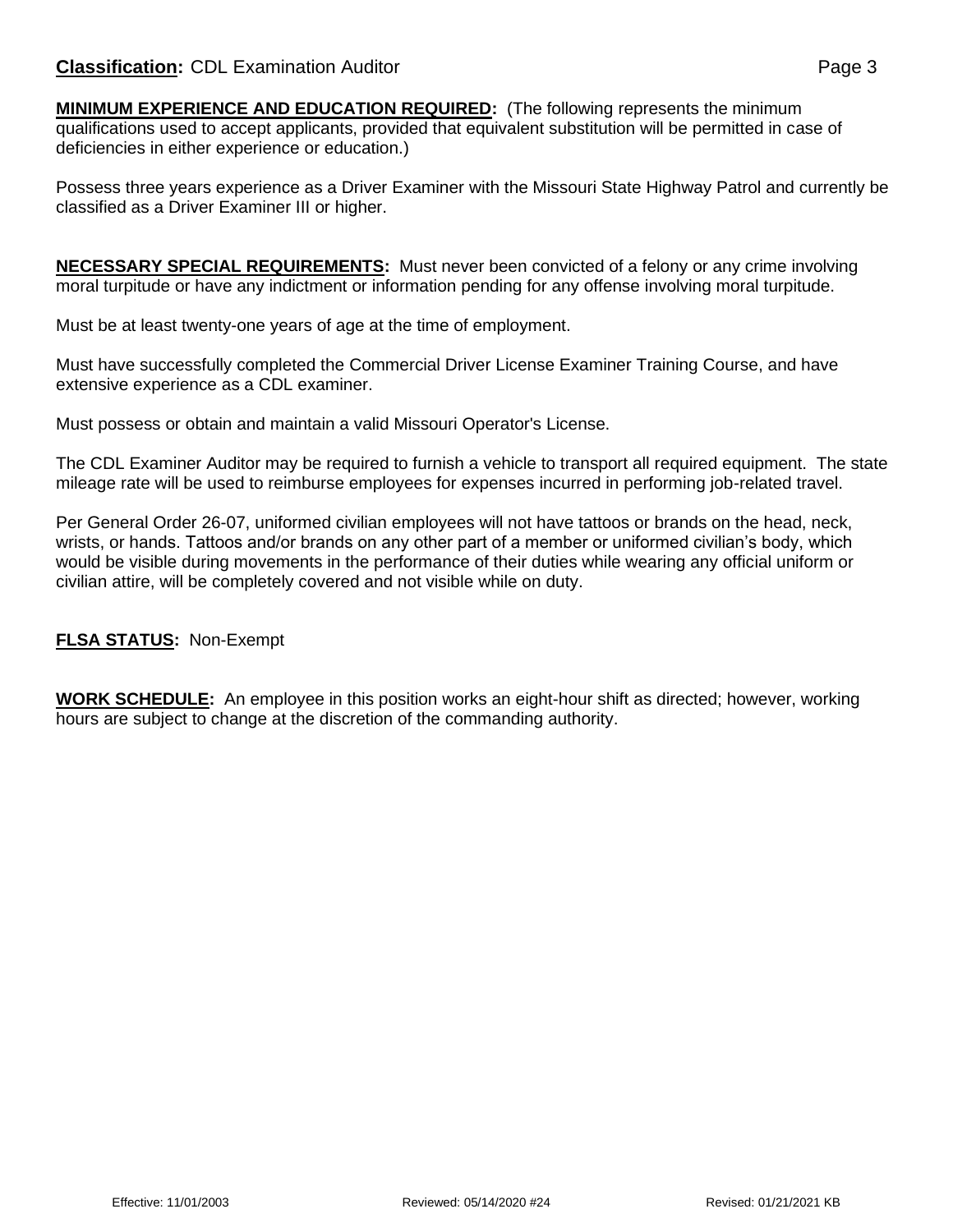**Classification:** CDL Examination Auditor

**MINIMUM EXPERIENCE AND EDUCATION REQUIRED:** (The following represents the minimum qualifications used to accept applicants, provided that equivalent substitution will be permitted in case of deficiencies in either experience or education.)

Possess three years experience as a Driver Examiner with the Missouri State Highway Patrol and currently be classified as a Driver Examiner III or higher.

**NECESSARY SPECIAL REQUIREMENTS:** Must never been convicted of a felony or any crime involving moral turpitude or have any indictment or information pending for any offense involving moral turpitude.

Must be at least twenty-one years of age at the time of employment.

Must have successfully completed the Commercial Driver License Examiner Training Course, and have extensive experience as a CDL examiner.

Must possess or obtain and maintain a valid Missouri Operator's License.

The CDL Examiner Auditor may be required to furnish a vehicle to transport all required equipment. The state mileage rate will be used to reimburse employees for expenses incurred in performing job-related travel.

Per General Order 26-07, uniformed civilian employees will not have tattoos or brands on the head, neck, wrists, or hands. Tattoos and/or brands on any other part of a member or uniformed civilian's body, which would be visible during movements in the performance of their duties while wearing any official uniform or civilian attire, will be completely covered and not visible while on duty.

**FLSA STATUS:** Non-Exempt

**WORK SCHEDULE:** An employee in this position works an eight-hour shift as directed; however, working hours are subject to change at the discretion of the commanding authority.

Effective: 11/01/2003 Reviewed: 05/14/2020 #24 Revised: 01/21/2021 KB